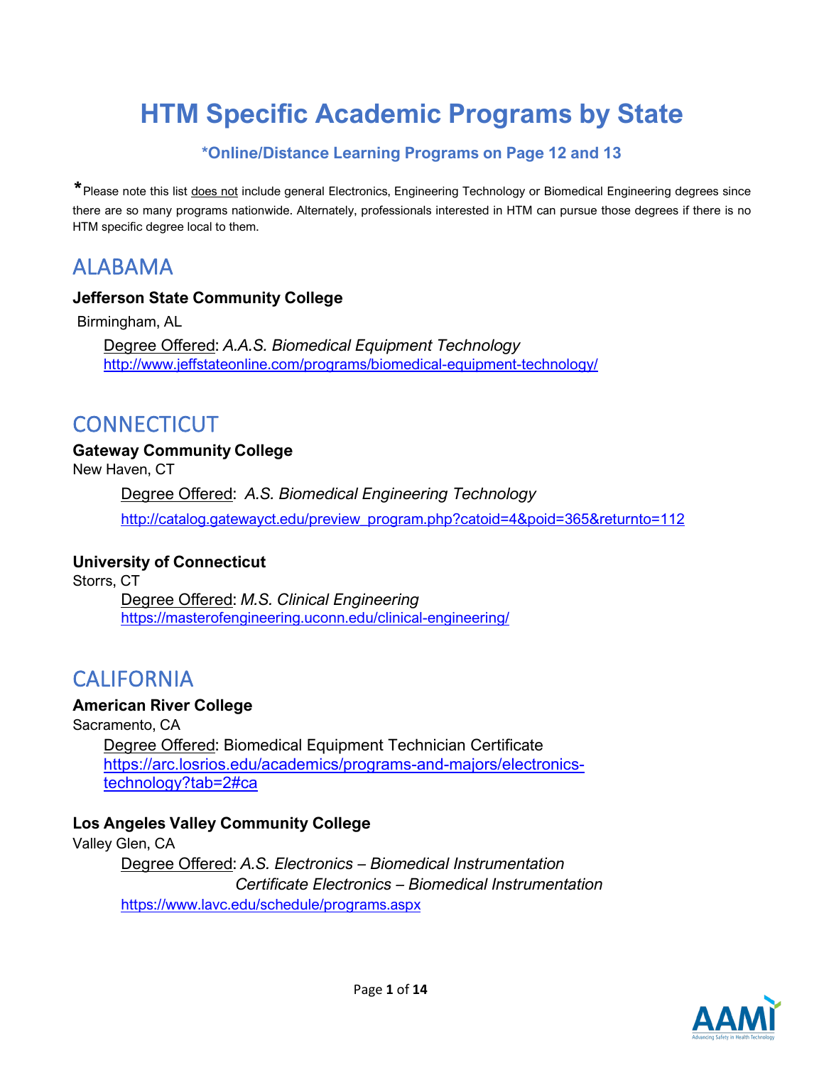# HTM Specific Academic Programs by State

**\*Online/Distance Learning Programs on Page 12 and 13**

*Please note this list <u>does not</u> include general Electronics, Engineering Technology or Biomedical Engineering degrees since there are so many programs nationwide. Alternately, professionals interested in HTM can pursue those degrees if there is no HTM specific degree local to them.

## ALABAMA

**Jefferson State Community College**

Birmingham, AL

<u>Degree Offered</u>: *A.A.S. Biomedical Equipment Technology*
http://www.jeffstateonline.com/programs/biomedical-equipment-technology/

## CONNECTICUT

**Gateway Community College**

New Haven, CT

<u>Degree Offered</u>: *A.S. Biomedical Engineering Technology*
http://catalog.gatewayct.edu/preview_program.php?catoid=4&poid=365&returnto=112

**University of Connecticut**

Storrs, CT

<u>Degree Offered</u>: *M.S. Clinical Engineering*
https://masterofengineering.uconn.edu/clinical-engineering/

## CALIFORNIA

**American River College**

Sacramento, CA

<u>Degree Offered</u>: Biomedical Equipment Technician Certificate
https://arc.losrios.edu/academics/programs-and-majors/electronics-technology?tab=2#ca

**Los Angeles Valley Community College**

Valley Glen, CA

<u>Degree Offered</u>: *A.S. Electronics – Biomedical Instrumentation*
*Certificate Electronics – Biomedical Instrumentation*
https://www.lavc.edu/schedule/programs.aspx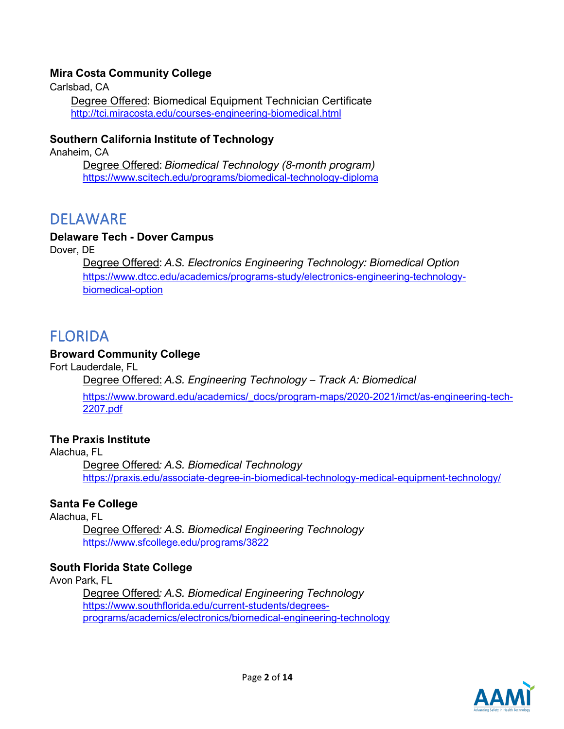**Mira Costa Community College**
Carlsbad, CA

Degree Offered: Biomedical Equipment Technician Certificate
http://tci.miracosta.edu/courses-engineering-biomedical.html

**Southern California Institute of Technology**
Anaheim, CA

Degree Offered: *Biomedical Technology (8-month program)*
https://www.scitech.edu/programs/biomedical-technology-diploma

## DELAWARE

**Delaware Tech - Dover Campus**
Dover, DE

Degree Offered: *A.S. Electronics Engineering Technology: Biomedical Option*
https://www.dtcc.edu/academics/programs-study/electronics-engineering-technology-biomedical-option

## FLORIDA

**Broward Community College**
Fort Lauderdale, FL

Degree Offered: *A.S. Engineering Technology – Track A: Biomedical*
https://www.broward.edu/academics/_docs/program-maps/2020-2021/imct/as-engineering-tech-2207.pdf

**The Praxis Institute**
Alachua, FL

Degree Offered: *A.S. Biomedical Technology*
https://praxis.edu/associate-degree-in-biomedical-technology-medical-equipment-technology/

**Santa Fe College**
Alachua, FL

Degree Offered: *A.S. Biomedical Engineering Technology*
https://www.sfcollege.edu/programs/3822

**South Florida State College**
Avon Park, FL

Degree Offered: *A.S. Biomedical Engineering Technology*
https://www.southflorida.edu/current-students/degrees-programs/academics/electronics/biomedical-engineering-technology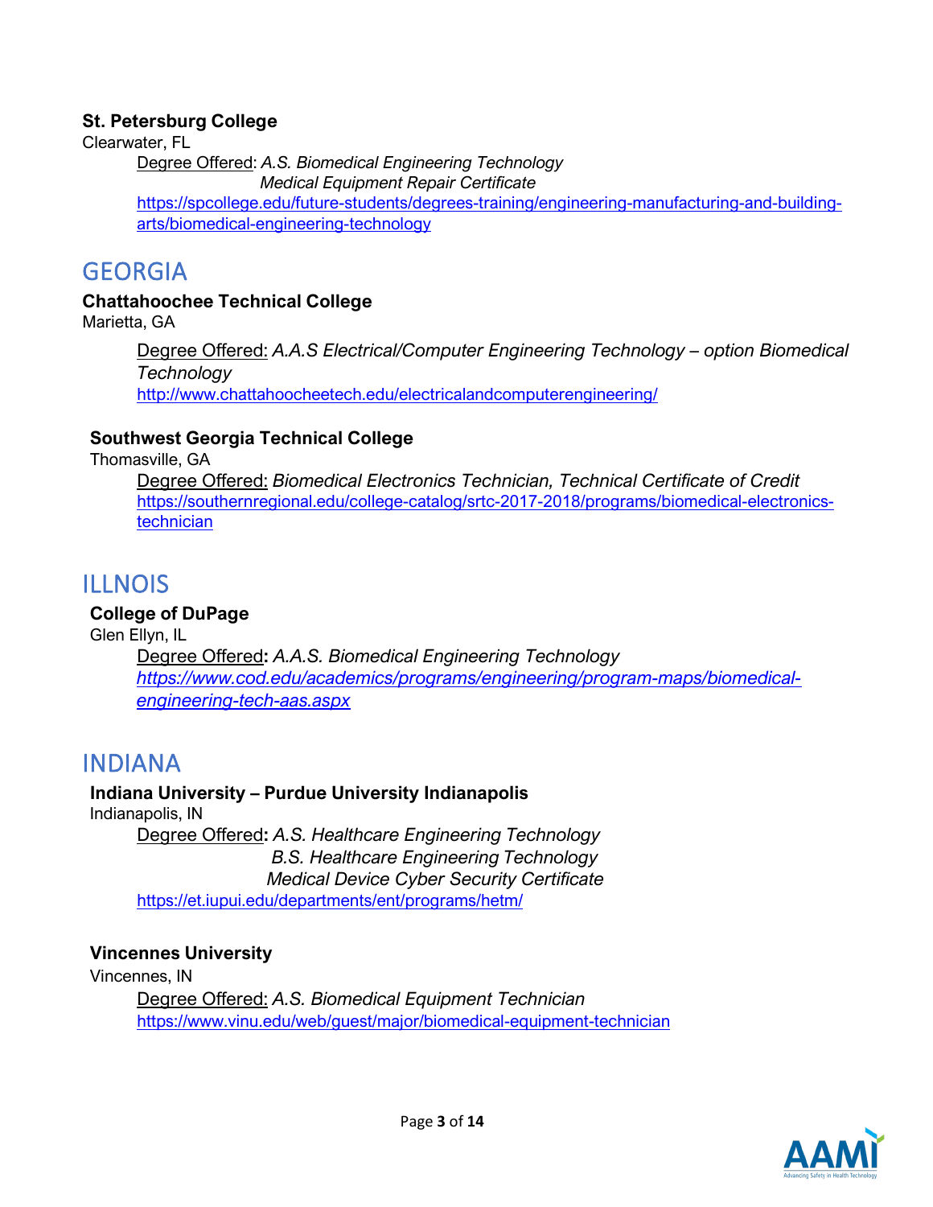**St. Petersburg College**
Clearwater, FL

Degree Offered: *A.S. Biomedical Engineering Technology*
*Medical Equipment Repair Certificate*
https://spcollege.edu/future-students/degrees-training/engineering-manufacturing-and-building-arts/biomedical-engineering-technology

## GEORGIA

**Chattahoochee Technical College**
Marietta, GA

Degree Offered: *A.A.S Electrical/Computer Engineering Technology – option Biomedical Technology*
http://www.chattahoocheetech.edu/electricalandcomputerengineering/

**Southwest Georgia Technical College**
Thomasville, GA

Degree Offered: *Biomedical Electronics Technician, Technical Certificate of Credit*
https://southernregional.edu/college-catalog/srtc-2017-2018/programs/biomedical-electronics-technician

## ILLNOIS

**College of DuPage**
Glen Ellyn, IL

Degree Offered**:** *A.A.S. Biomedical Engineering Technology*
*https://www.cod.edu/academics/programs/engineering/program-maps/biomedical-engineering-tech-aas.aspx*

## INDIANA

**Indiana University – Purdue University Indianapolis**
Indianapolis, IN

Degree Offered**:** *A.S. Healthcare Engineering Technology*
*B.S. Healthcare Engineering Technology*
*Medical Device Cyber Security Certificate*
https://et.iupui.edu/departments/ent/programs/hetm/

**Vincennes University**
Vincennes, IN

Degree Offered: *A.S. Biomedical Equipment Technician*
https://www.vinu.edu/web/guest/major/biomedical-equipment-technician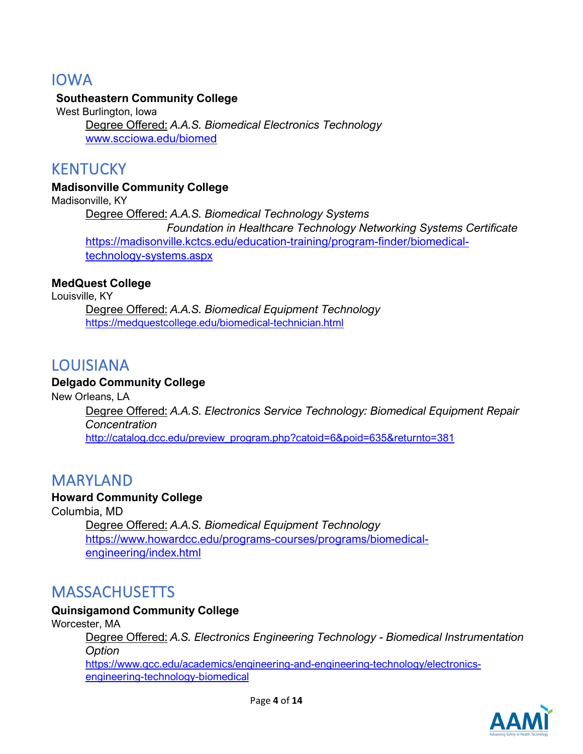## IOWA

**Southeastern Community College**
West Burlington, Iowa

Degree Offered: *A.A.S. Biomedical Electronics Technology*
www.scciowa.edu/biomed

## KENTUCKY

**Madisonville Community College**
Madisonville, KY

Degree Offered: *A.A.S. Biomedical Technology Systems*
*Foundation in Healthcare Technology Networking Systems Certificate*
https://madisonville.kctcs.edu/education-training/program-finder/biomedical-technology-systems.aspx

**MedQuest College**
Louisville, KY

Degree Offered: *A.A.S. Biomedical Equipment Technology*
https://medquestcollege.edu/biomedical-technician.html

## LOUISIANA

**Delgado Community College**
New Orleans, LA

Degree Offered: *A.A.S. Electronics Service Technology: Biomedical Equipment Repair Concentration*
http://catalog.dcc.edu/preview_program.php?catoid=6&poid=635&returnto=381

## MARYLAND

**Howard Community College**
Columbia, MD

Degree Offered: *A.A.S. Biomedical Equipment Technology*
https://www.howardcc.edu/programs-courses/programs/biomedical-engineering/index.html

## MASSACHUSETTS

**Quinsigamond Community College**
Worcester, MA

Degree Offered: *A.S. Electronics Engineering Technology - Biomedical Instrumentation Option*
https://www.qcc.edu/academics/engineering-and-engineering-technology/electronics-engineering-technology-biomedical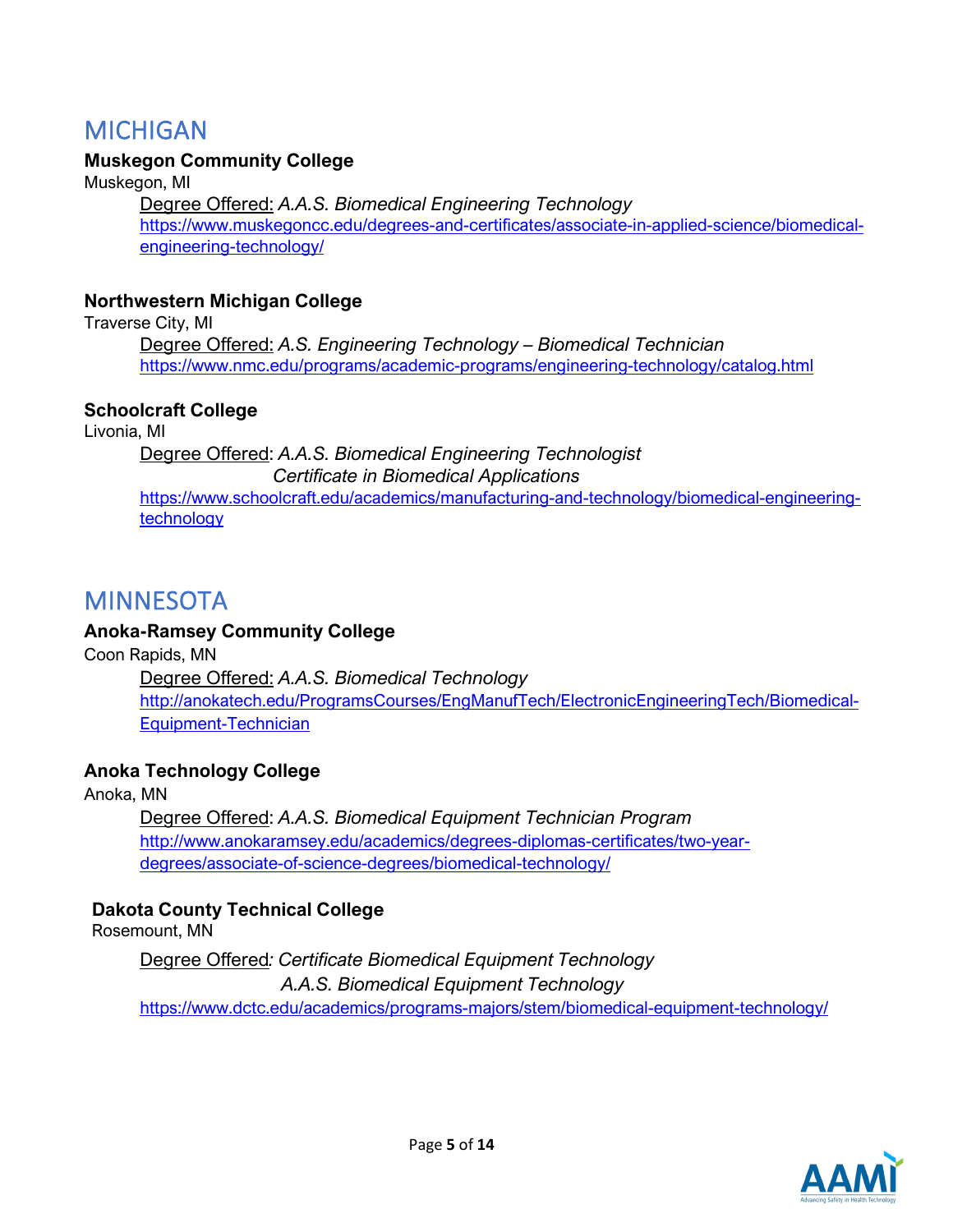## MICHIGAN

**Muskegon Community College**
Muskegon, MI

Degree Offered: *A.A.S. Biomedical Engineering Technology*
https://www.muskegoncc.edu/degrees-and-certificates/associate-in-applied-science/biomedical-engineering-technology/

**Northwestern Michigan College**
Traverse City, MI

Degree Offered: *A.S. Engineering Technology – Biomedical Technician*
https://www.nmc.edu/programs/academic-programs/engineering-technology/catalog.html

**Schoolcraft College**
Livonia, MI

Degree Offered: *A.A.S. Biomedical Engineering Technologist*
*Certificate in Biomedical Applications*
https://www.schoolcraft.edu/academics/manufacturing-and-technology/biomedical-engineering-technology

## MINNESOTA

**Anoka-Ramsey Community College**
Coon Rapids, MN

Degree Offered: *A.A.S. Biomedical Technology*
http://anokatech.edu/ProgramsCourses/EngManufTech/ElectronicEngineeringTech/Biomedical-Equipment-Technician

**Anoka Technology College**
Anoka, MN

Degree Offered: *A.A.S. Biomedical Equipment Technician Program*
http://www.anokaramsey.edu/academics/degrees-diplomas-certificates/two-year-degrees/associate-of-science-degrees/biomedical-technology/

**Dakota County Technical College**
Rosemount, MN

Degree Offered: *Certificate Biomedical Equipment Technology*
*A.A.S. Biomedical Equipment Technology*
https://www.dctc.edu/academics/programs-majors/stem/biomedical-equipment-technology/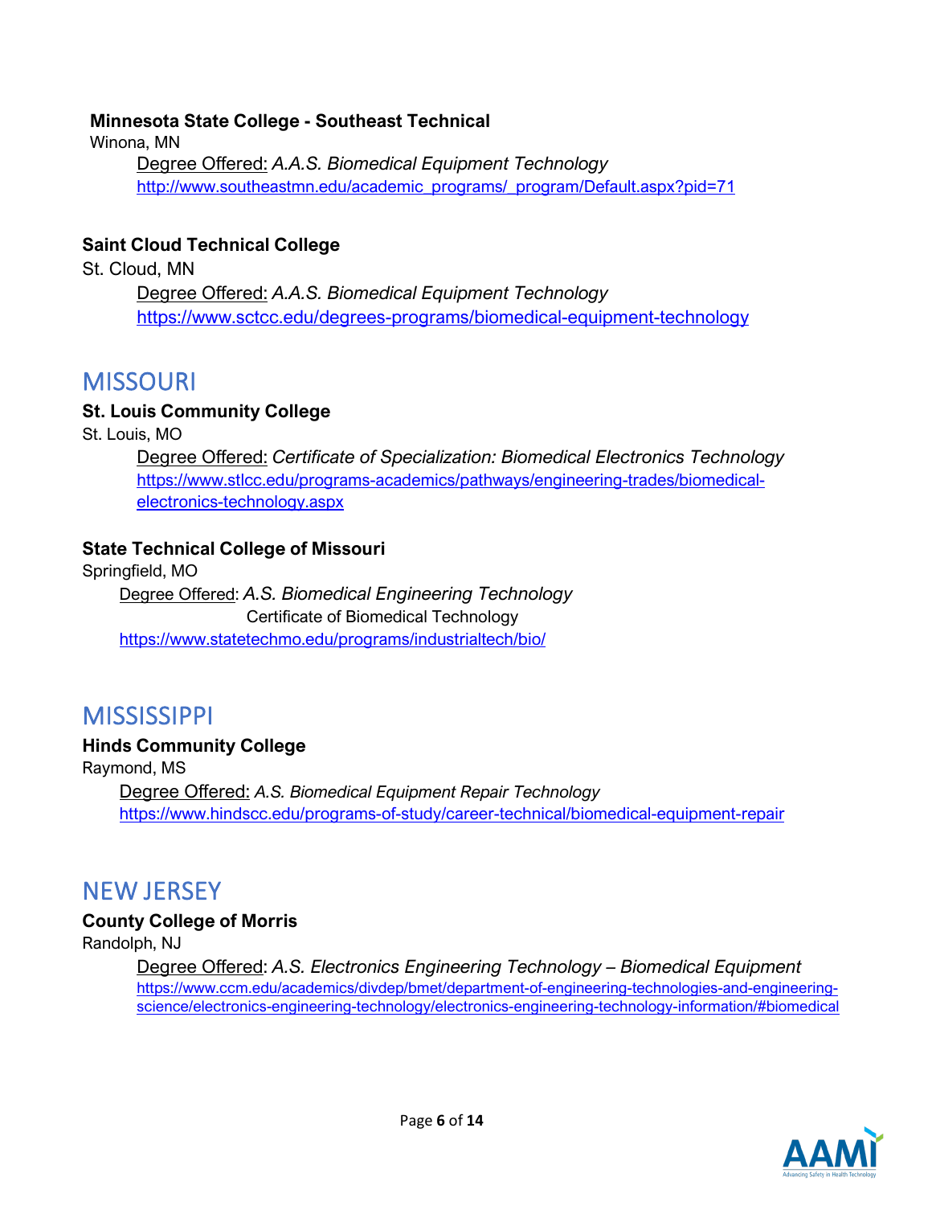**Minnesota State College - Southeast Technical**
Winona, MN

Degree Offered: *A.A.S. Biomedical Equipment Technology*
http://www.southeastmn.edu/academic_programs/_program/Default.aspx?pid=71

**Saint Cloud Technical College**
St. Cloud, MN

Degree Offered: *A.A.S. Biomedical Equipment Technology*
https://www.sctcc.edu/degrees-programs/biomedical-equipment-technology

## MISSOURI

**St. Louis Community College**
St. Louis, MO

Degree Offered: *Certificate of Specialization: Biomedical Electronics Technology*
https://www.stlcc.edu/programs-academics/pathways/engineering-trades/biomedical-electronics-technology.aspx

**State Technical College of Missouri**
Springfield, MO

Degree Offered: *A.S. Biomedical Engineering Technology*
Certificate of Biomedical Technology
https://www.statetechmo.edu/programs/industrialtech/bio/

## MISSISSIPPI

**Hinds Community College**
Raymond, MS

Degree Offered: *A.S. Biomedical Equipment Repair Technology*
https://www.hindscc.edu/programs-of-study/career-technical/biomedical-equipment-repair

## NEW JERSEY

**County College of Morris**
Randolph, NJ

Degree Offered: *A.S. Electronics Engineering Technology – Biomedical Equipment*
https://www.ccm.edu/academics/divdep/bmet/department-of-engineering-technologies-and-engineering-science/electronics-engineering-technology/electronics-engineering-technology-information/#biomedical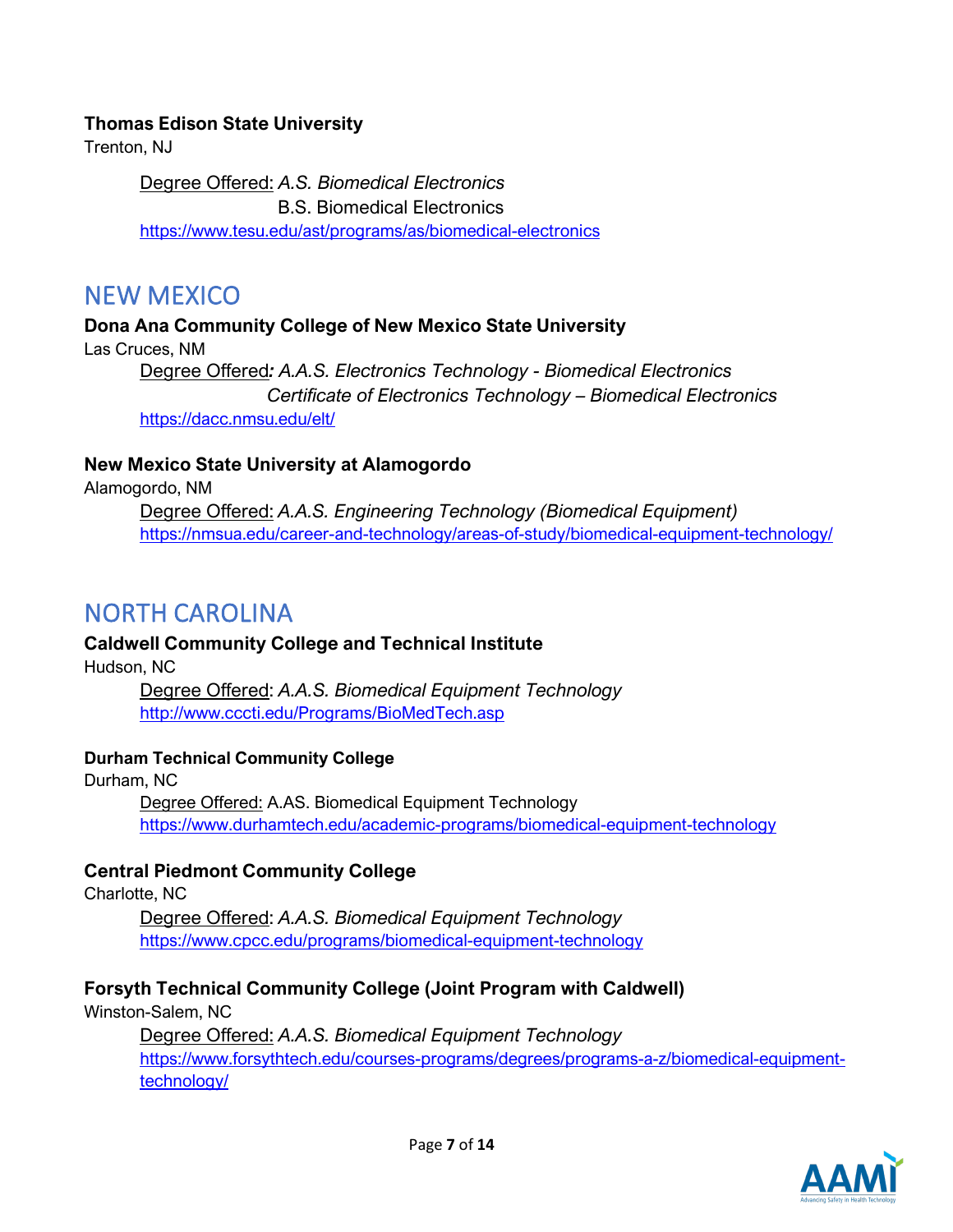**Thomas Edison State University**
Trenton, NJ

Degree Offered: *A.S. Biomedical Electronics*
B.S. Biomedical Electronics
https://www.tesu.edu/ast/programs/as/biomedical-electronics

## NEW MEXICO

**Dona Ana Community College of New Mexico State University**
Las Cruces, NM

Degree Offered*:* *A.A.S. Electronics Technology - Biomedical Electronics*
*Certificate of Electronics Technology – Biomedical Electronics*
https://dacc.nmsu.edu/elt/

**New Mexico State University at Alamogordo**
Alamogordo, NM

Degree Offered: *A.A.S. Engineering Technology (Biomedical Equipment)*
https://nmsua.edu/career-and-technology/areas-of-study/biomedical-equipment-technology/

## NORTH CAROLINA

**Caldwell Community College and Technical Institute**
Hudson, NC

Degree Offered: *A.A.S. Biomedical Equipment Technology*
http://www.cccti.edu/Programs/BioMedTech.asp

**Durham Technical Community College**
Durham, NC

Degree Offered: A.AS. Biomedical Equipment Technology
https://www.durhamtech.edu/academic-programs/biomedical-equipment-technology

**Central Piedmont Community College**
Charlotte, NC

Degree Offered: *A.A.S. Biomedical Equipment Technology*
https://www.cpcc.edu/programs/biomedical-equipment-technology

**Forsyth Technical Community College (Joint Program with Caldwell)**
Winston-Salem, NC

Degree Offered: *A.A.S. Biomedical Equipment Technology*
https://www.forsythtech.edu/courses-programs/degrees/programs-a-z/biomedical-equipment-technology/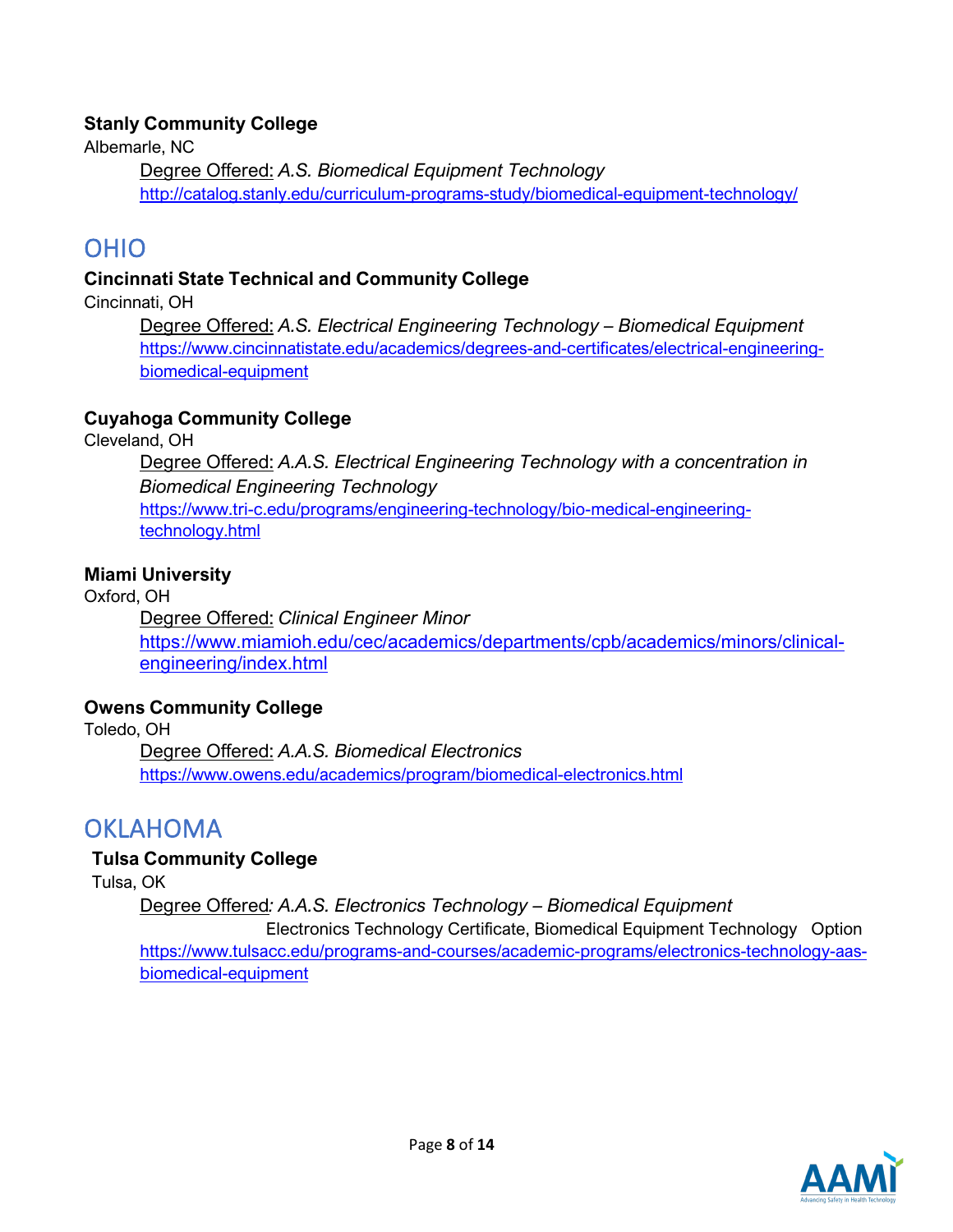**Stanly Community College**

Albemarle, NC

Degree Offered: *A.S. Biomedical Equipment Technology*

http://catalog.stanly.edu/curriculum-programs-study/biomedical-equipment-technology/

## OHIO

**Cincinnati State Technical and Community College**

Cincinnati, OH

Degree Offered: *A.S. Electrical Engineering Technology – Biomedical Equipment*

https://www.cincinnatistate.edu/academics/degrees-and-certificates/electrical-engineering-biomedical-equipment

**Cuyahoga Community College**

Cleveland, OH

Degree Offered: *A.A.S. Electrical Engineering Technology with a concentration in Biomedical Engineering Technology*

https://www.tri-c.edu/programs/engineering-technology/bio-medical-engineering-technology.html

**Miami University**

Oxford, OH

Degree Offered: *Clinical Engineer Minor*

https://www.miamioh.edu/cec/academics/departments/cpb/academics/minors/clinical-engineering/index.html

**Owens Community College**

Toledo, OH

Degree Offered: *A.A.S. Biomedical Electronics*

https://www.owens.edu/academics/program/biomedical-electronics.html

## OKLAHOMA

**Tulsa Community College**

Tulsa, OK

Degree Offered: *A.A.S. Electronics Technology – Biomedical Equipment*

Electronics Technology Certificate, Biomedical Equipment Technology Option

https://www.tulsacc.edu/programs-and-courses/academic-programs/electronics-technology-aas-biomedical-equipment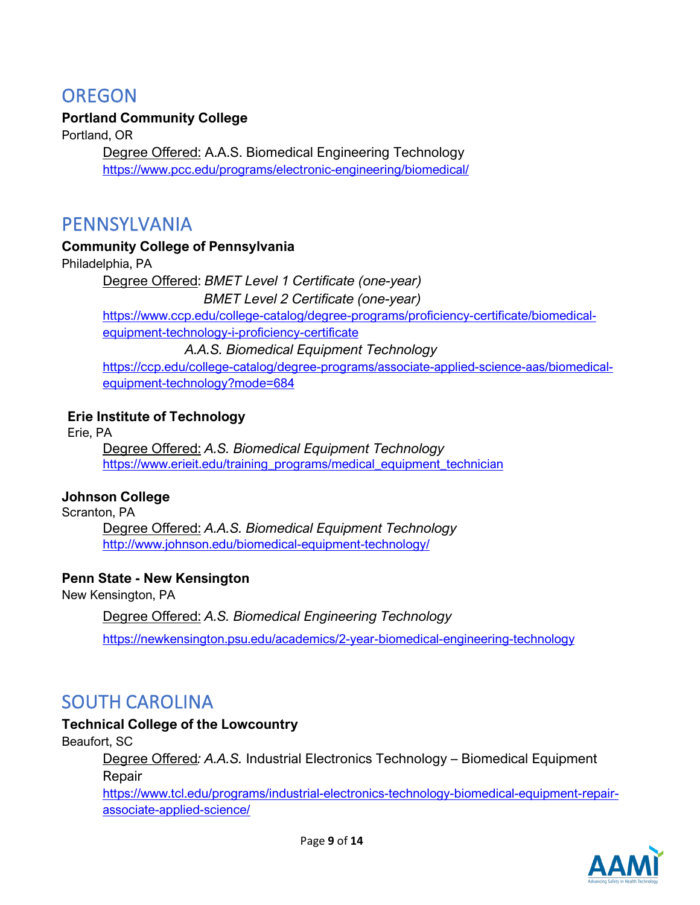## OREGON

**Portland Community College**
Portland, OR

Degree Offered: A.A.S. Biomedical Engineering Technology
https://www.pcc.edu/programs/electronic-engineering/biomedical/

## PENNSYLVANIA

**Community College of Pennsylvania**
Philadelphia, PA

Degree Offered: *BMET Level 1 Certificate (one-year)*
*BMET Level 2 Certificate (one-year)*
https://www.ccp.edu/college-catalog/degree-programs/proficiency-certificate/biomedical-equipment-technology-i-proficiency-certificate
*A.A.S. Biomedical Equipment Technology*
https://ccp.edu/college-catalog/degree-programs/associate-applied-science-aas/biomedical-equipment-technology?mode=684

**Erie Institute of Technology**
Erie, PA

Degree Offered: *A.S. Biomedical Equipment Technology*
https://www.erieit.edu/training_programs/medical_equipment_technician

**Johnson College**
Scranton, PA

Degree Offered: *A.A.S. Biomedical Equipment Technology*
http://www.johnson.edu/biomedical-equipment-technology/

**Penn State - New Kensington**
New Kensington, PA

Degree Offered: *A.S. Biomedical Engineering Technology*
https://newkensington.psu.edu/academics/2-year-biomedical-engineering-technology

## SOUTH CAROLINA

**Technical College of the Lowcountry**
Beaufort, SC

Degree Offered*: A.A.S.* Industrial Electronics Technology – Biomedical Equipment Repair
https://www.tcl.edu/programs/industrial-electronics-technology-biomedical-equipment-repair-associate-applied-science/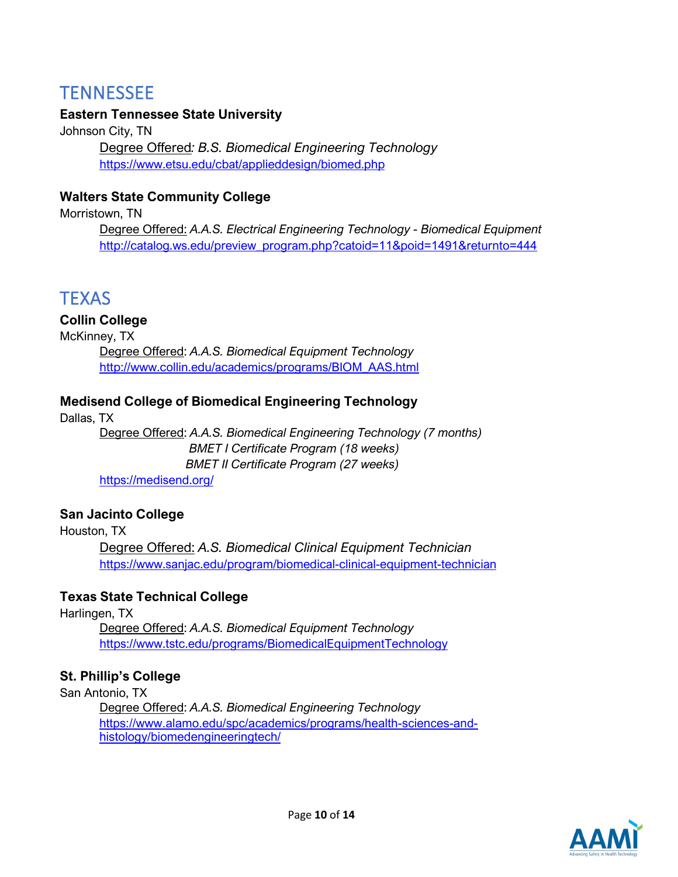## TENNESSEE

**Eastern Tennessee State University**
Johnson City, TN

Degree Offered: *B.S. Biomedical Engineering Technology*
https://www.etsu.edu/cbat/applieddesign/biomed.php

**Walters State Community College**
Morristown, TN

Degree Offered: *A.A.S. Electrical Engineering Technology - Biomedical Equipment*
http://catalog.ws.edu/preview_program.php?catoid=11&poid=1491&returnto=444

## TEXAS

**Collin College**
McKinney, TX

Degree Offered: *A.A.S. Biomedical Equipment Technology*
http://www.collin.edu/academics/programs/BIOM_AAS.html

**Medisend College of Biomedical Engineering Technology**
Dallas, TX

Degree Offered: *A.A.S. Biomedical Engineering Technology (7 months)*
*BMET I Certificate Program (18 weeks)*
*BMET II Certificate Program (27 weeks)*
https://medisend.org/

**San Jacinto College**
Houston, TX

Degree Offered: *A.S. Biomedical Clinical Equipment Technician*
https://www.sanjac.edu/program/biomedical-clinical-equipment-technician

**Texas State Technical College**
Harlingen, TX

Degree Offered: *A.A.S. Biomedical Equipment Technology*
https://www.tstc.edu/programs/BiomedicalEquipmentTechnology

**St. Phillip's College**
San Antonio, TX

Degree Offered: *A.A.S. Biomedical Engineering Technology*
https://www.alamo.edu/spc/academics/programs/health-sciences-and-histology/biomedengineeringtech/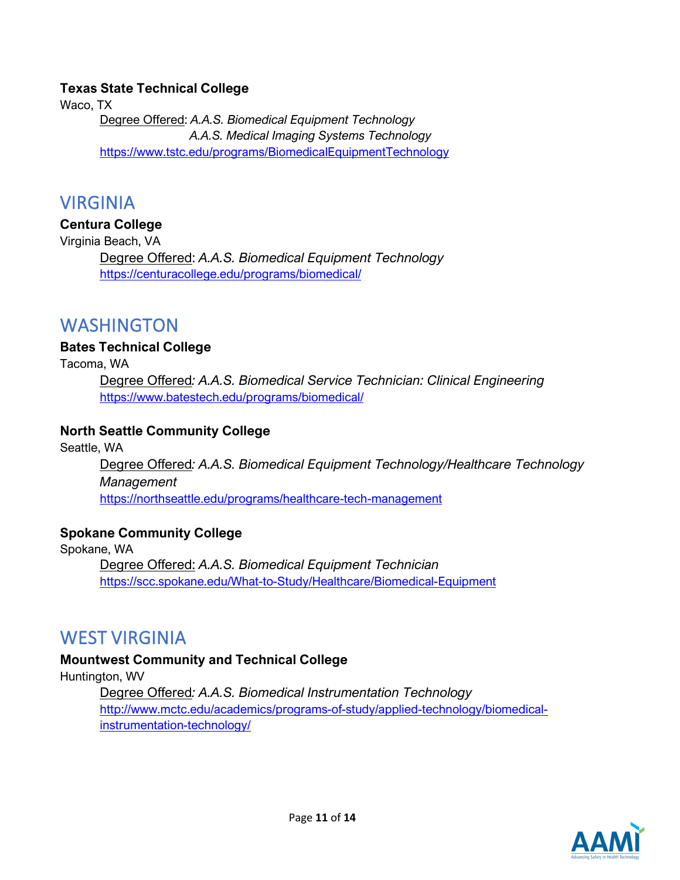**Texas State Technical College**
Waco, TX

Degree Offered: *A.A.S. Biomedical Equipment Technology*
*A.A.S. Medical Imaging Systems Technology*
https://www.tstc.edu/programs/BiomedicalEquipmentTechnology

## VIRGINIA

**Centura College**
Virginia Beach, VA

Degree Offered: *A.A.S. Biomedical Equipment Technology*
https://centuracollege.edu/programs/biomedical/

## WASHINGTON

**Bates Technical College**
Tacoma, WA

Degree Offered*: A.A.S. Biomedical Service Technician: Clinical Engineering*
https://www.batestech.edu/programs/biomedical/

**North Seattle Community College**
Seattle, WA

Degree Offered*: A.A.S. Biomedical Equipment Technology/Healthcare Technology Management*
https://northseattle.edu/programs/healthcare-tech-management

**Spokane Community College**
Spokane, WA

Degree Offered: *A.A.S. Biomedical Equipment Technician*
https://scc.spokane.edu/What-to-Study/Healthcare/Biomedical-Equipment

## WEST VIRGINIA

**Mountwest Community and Technical College**
Huntington, WV

Degree Offered*: A.A.S. Biomedical Instrumentation Technology*
http://www.mctc.edu/academics/programs-of-study/applied-technology/biomedical-instrumentation-technology/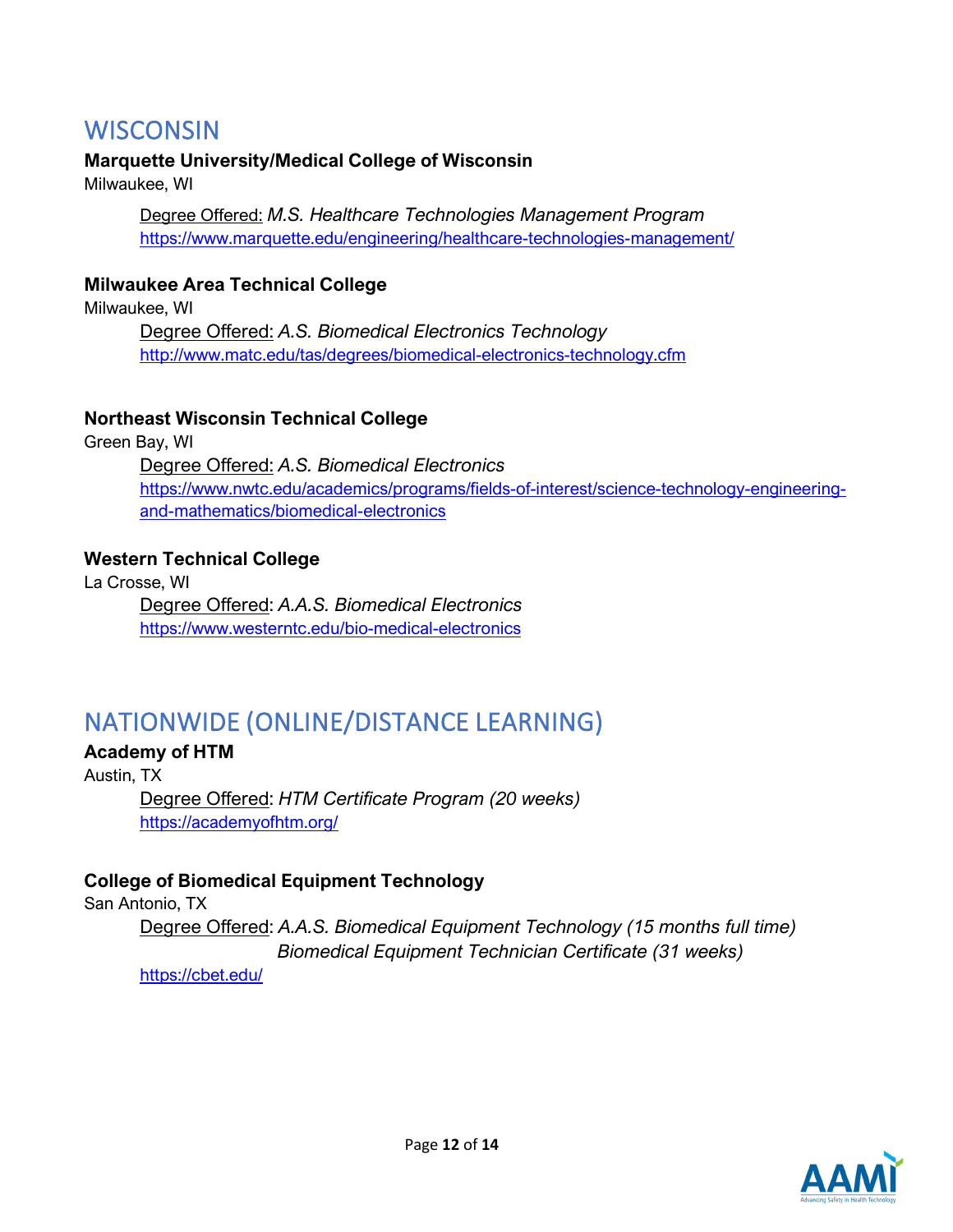## WISCONSIN

**Marquette University/Medical College of Wisconsin**
Milwaukee, WI

Degree Offered: *M.S. Healthcare Technologies Management Program*
https://www.marquette.edu/engineering/healthcare-technologies-management/

**Milwaukee Area Technical College**
Milwaukee, WI

Degree Offered: *A.S. Biomedical Electronics Technology*
http://www.matc.edu/tas/degrees/biomedical-electronics-technology.cfm

**Northeast Wisconsin Technical College**
Green Bay, WI

Degree Offered: *A.S. Biomedical Electronics*
https://www.nwtc.edu/academics/programs/fields-of-interest/science-technology-engineering-and-mathematics/biomedical-electronics

**Western Technical College**
La Crosse, WI

Degree Offered: *A.A.S. Biomedical Electronics*
https://www.westerntc.edu/bio-medical-electronics

## NATIONWIDE (ONLINE/DISTANCE LEARNING)

**Academy of HTM**
Austin, TX

Degree Offered: *HTM Certificate Program (20 weeks)*
https://academyofhtm.org/

**College of Biomedical Equipment Technology**
San Antonio, TX

Degree Offered: *A.A.S. Biomedical Equipment Technology (15 months full time)*
*Biomedical Equipment Technician Certificate (31 weeks)*
https://cbet.edu/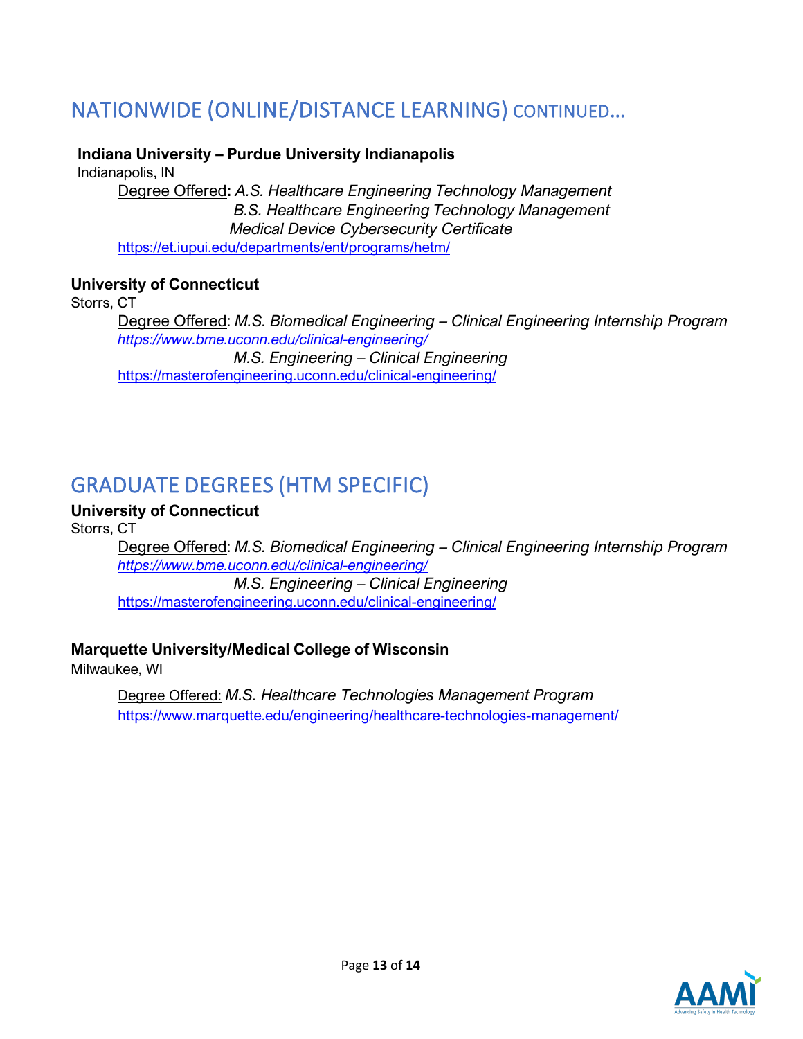## NATIONWIDE (ONLINE/DISTANCE LEARNING) CONTINUED…

**Indiana University – Purdue University Indianapolis**
Indianapolis, IN

Degree Offered**:** *A.S. Healthcare Engineering Technology Management*
*B.S. Healthcare Engineering Technology Management*
*Medical Device Cybersecurity Certificate*
https://et.iupui.edu/departments/ent/programs/htm/

**University of Connecticut**
Storrs, CT

Degree Offered: *M.S. Biomedical Engineering – Clinical Engineering Internship Program*
*https://www.bme.uconn.edu/clinical-engineering/*
*M.S. Engineering – Clinical Engineering*
https://masterofengineering.uconn.edu/clinical-engineering/

## GRADUATE DEGREES (HTM SPECIFIC)

**University of Connecticut**
Storrs, CT

Degree Offered: *M.S. Biomedical Engineering – Clinical Engineering Internship Program*
*https://www.bme.uconn.edu/clinical-engineering/*
*M.S. Engineering – Clinical Engineering*
https://masterofengineering.uconn.edu/clinical-engineering/

**Marquette University/Medical College of Wisconsin**
Milwaukee, WI

Degree Offered: *M.S. Healthcare Technologies Management Program*
https://www.marquette.edu/engineering/healthcare-technologies-management/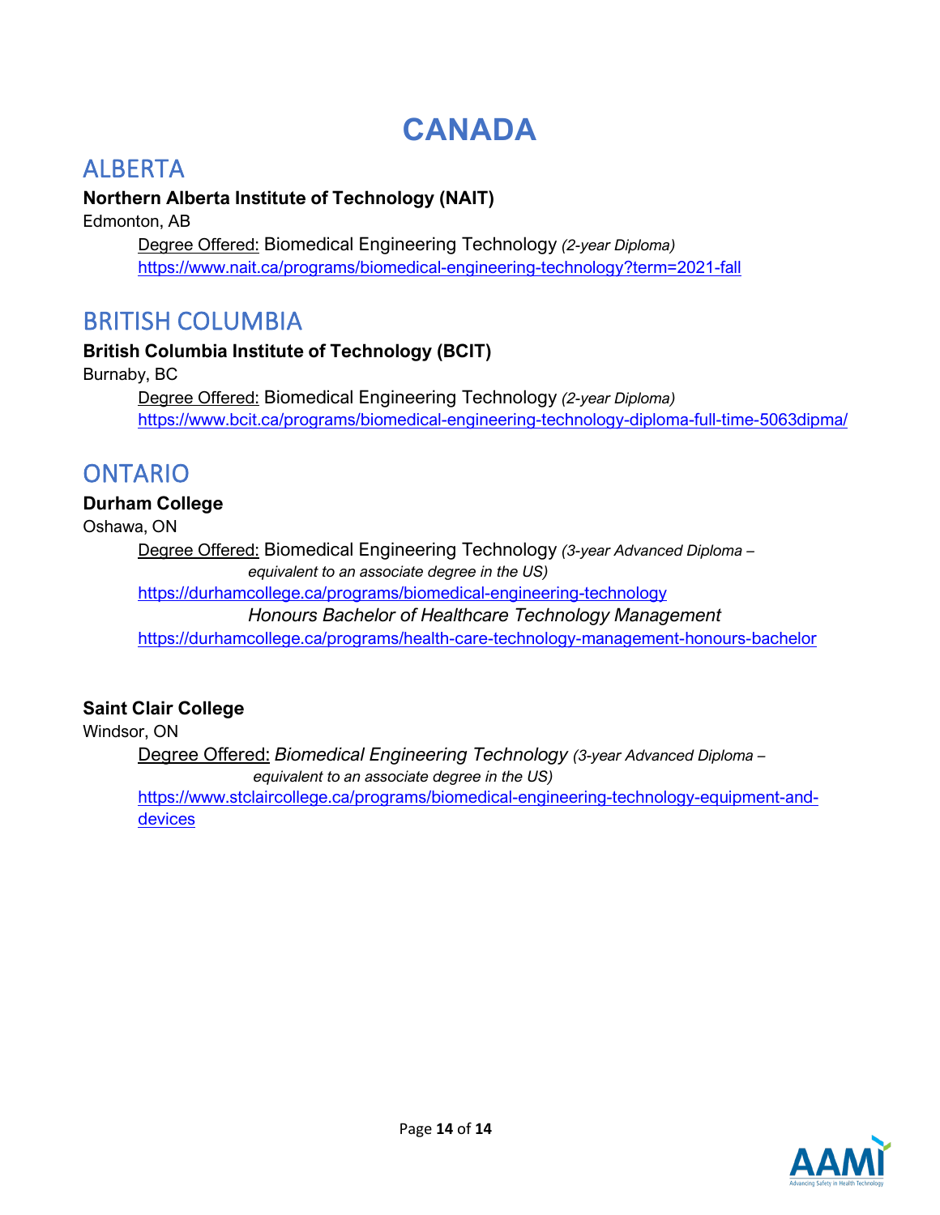# CANADA

## ALBERTA

**Northern Alberta Institute of Technology (NAIT)**

Edmonton, AB

Degree Offered: Biomedical Engineering Technology *(2-year Diploma)*
https://www.nait.ca/programs/biomedical-engineering-technology?term=2021-fall

## BRITISH COLUMBIA

**British Columbia Institute of Technology (BCIT)**

Burnaby, BC

Degree Offered: Biomedical Engineering Technology *(2-year Diploma)*
https://www.bcit.ca/programs/biomedical-engineering-technology-diploma-full-time-5063dipma/

## ONTARIO

**Durham College**

Oshawa, ON

Degree Offered: Biomedical Engineering Technology *(3-year Advanced Diploma – equivalent to an associate degree in the US)*
https://durhamcollege.ca/programs/biomedical-engineering-technology

*Honours Bachelor of Healthcare Technology Management*
https://durhamcollege.ca/programs/health-care-technology-management-honours-bachelor

**Saint Clair College**

Windsor, ON

Degree Offered: *Biomedical Engineering Technology (3-year Advanced Diploma – equivalent to an associate degree in the US)*
https://www.stclaircollege.ca/programs/biomedical-engineering-technology-equipment-and-devices